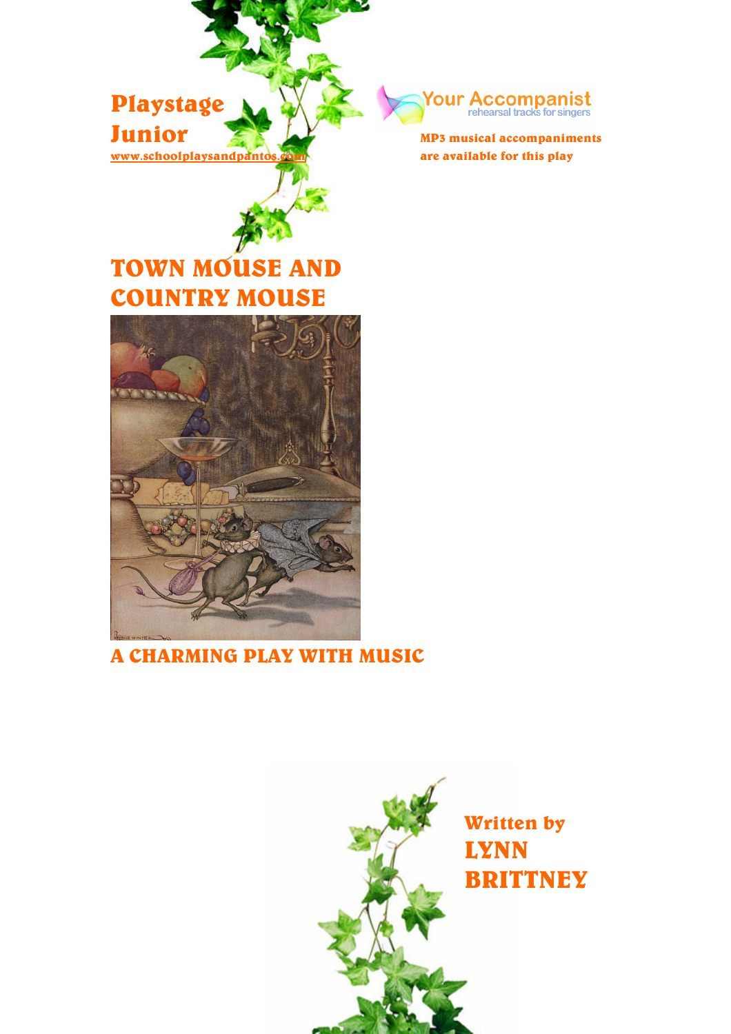**Playstage Junior**
www.schoolplaysandpantos.com

Your Accompanist
rehearsal tracks for singers

**MP3 musical accompaniments are available for this play**

# TOWN MOUSE AND COUNTRY MOUSE

## A CHARMING PLAY WITH MUSIC

**Written by**
**LYNN BRITTNEY**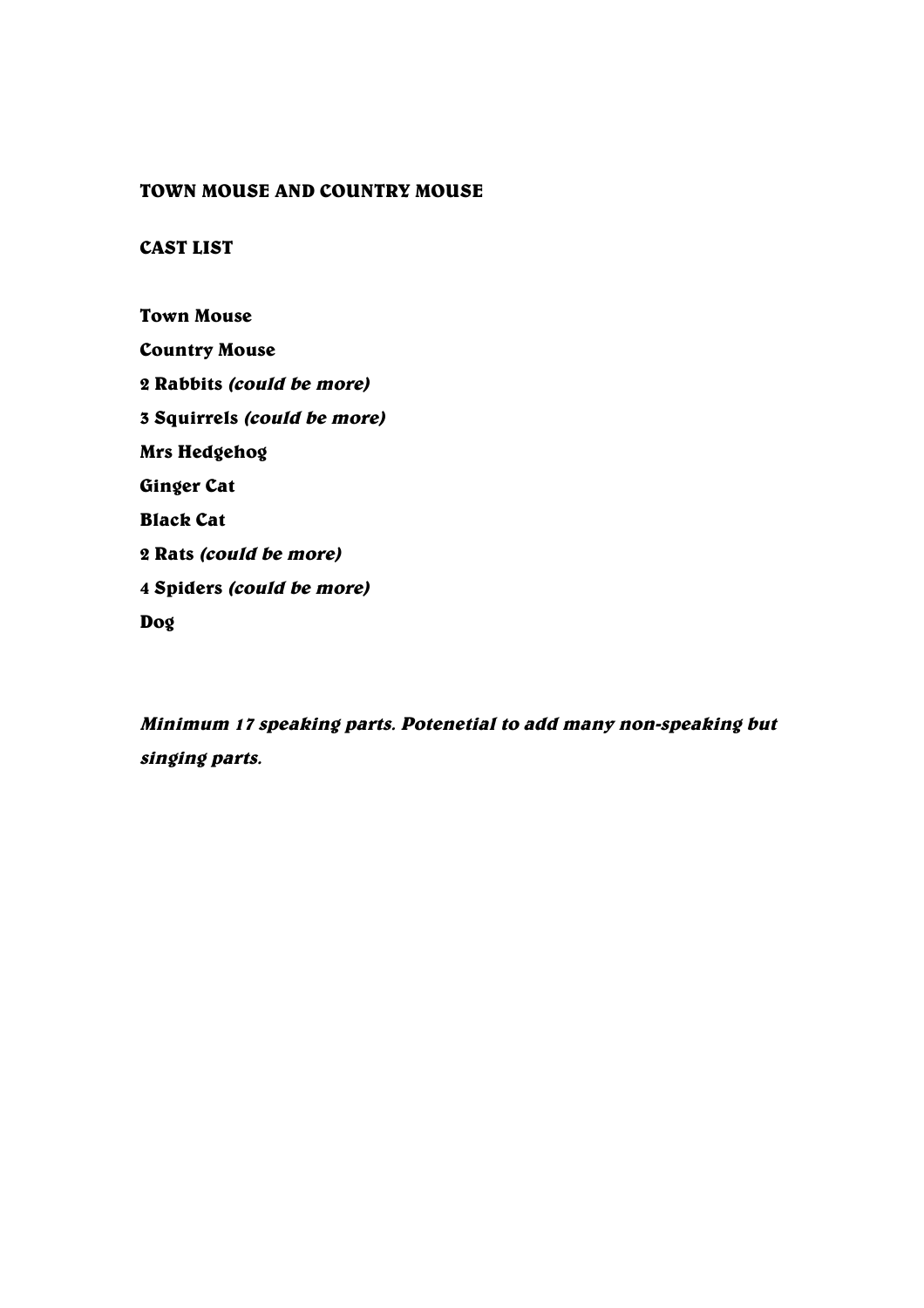## TOWN MOUSE AND COUNTRY MOUSE

### CAST LIST

**Town Mouse**

**Country Mouse**

**2 Rabbits *(could be more)***

**3 Squirrels *(could be more)***

**Mrs Hedgehog**

**Ginger Cat**

**Black Cat**

**2 Rats *(could be more)***

**4 Spiders *(could be more)***

**Dog**

***Minimum 17 speaking parts. Potenetial to add many non-speaking but singing parts.***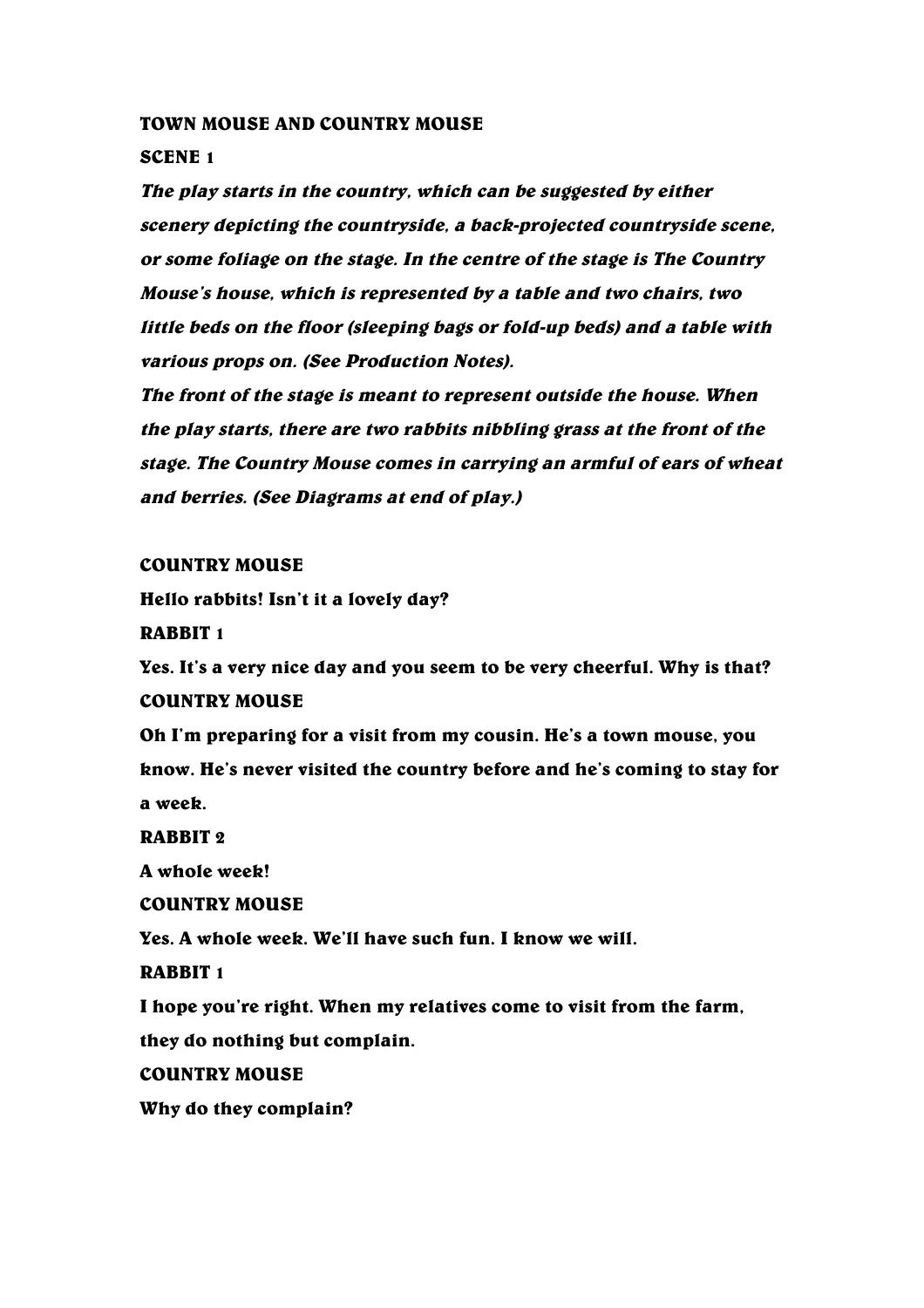**TOWN MOUSE AND COUNTRY MOUSE**

**SCENE 1**

***The play starts in the country, which can be suggested by either scenery depicting the countryside, a back-projected countryside scene, or some foliage on the stage. In the centre of the stage is The Country Mouse's house, which is represented by a table and two chairs, two little beds on the floor (sleeping bags or fold-up beds) and a table with various props on. (See Production Notes).***

***The front of the stage is meant to represent outside the house. When the play starts, there are two rabbits nibbling grass at the front of the stage. The Country Mouse comes in carrying an armful of ears of wheat and berries. (See Diagrams at end of play.)***

**COUNTRY MOUSE**

**Hello rabbits! Isn't it a lovely day?**

**RABBIT 1**

**Yes. It's a very nice day and you seem to be very cheerful. Why is that?**

**COUNTRY MOUSE**

**Oh I'm preparing for a visit from my cousin. He's a town mouse, you know. He's never visited the country before and he's coming to stay for a week.**

**RABBIT 2**

**A whole week!**

**COUNTRY MOUSE**

**Yes. A whole week. We'll have such fun. I know we will.**

**RABBIT 1**

**I hope you're right. When my relatives come to visit from the farm, they do nothing but complain.**

**COUNTRY MOUSE**

**Why do they complain?**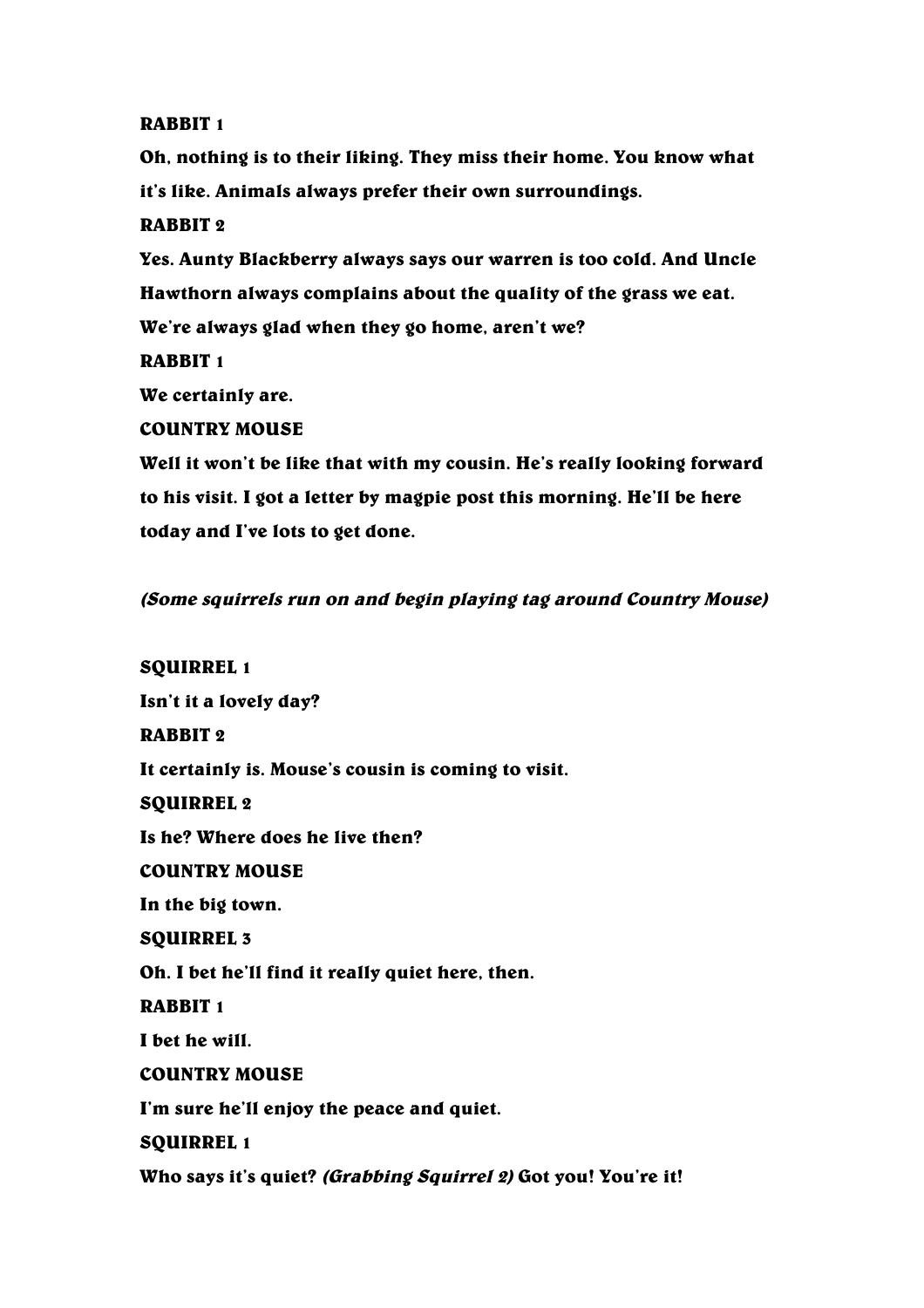**RABBIT 1**

**Oh, nothing is to their liking. They miss their home. You know what it's like. Animals always prefer their own surroundings.**

**RABBIT 2**

**Yes. Aunty Blackberry always says our warren is too cold. And Uncle Hawthorn always complains about the quality of the grass we eat. We're always glad when they go home, aren't we?**

**RABBIT 1**

**We certainly are.**

**COUNTRY MOUSE**

**Well it won't be like that with my cousin. He's really looking forward to his visit. I got a letter by magpie post this morning. He'll be here today and I've lots to get done.**

***(Some squirrels run on and begin playing tag around Country Mouse)***

**SQUIRREL 1**

**Isn't it a lovely day?**

**RABBIT 2**

**It certainly is. Mouse's cousin is coming to visit.**

**SQUIRREL 2**

**Is he? Where does he live then?**

**COUNTRY MOUSE**

**In the big town.**

**SQUIRREL 3**

**Oh. I bet he'll find it really quiet here, then.**

**RABBIT 1**

**I bet he will.**

**COUNTRY MOUSE**

**I'm sure he'll enjoy the peace and quiet.**

**SQUIRREL 1**

**Who says it's quiet? *(Grabbing Squirrel 2)* Got you! You're it!**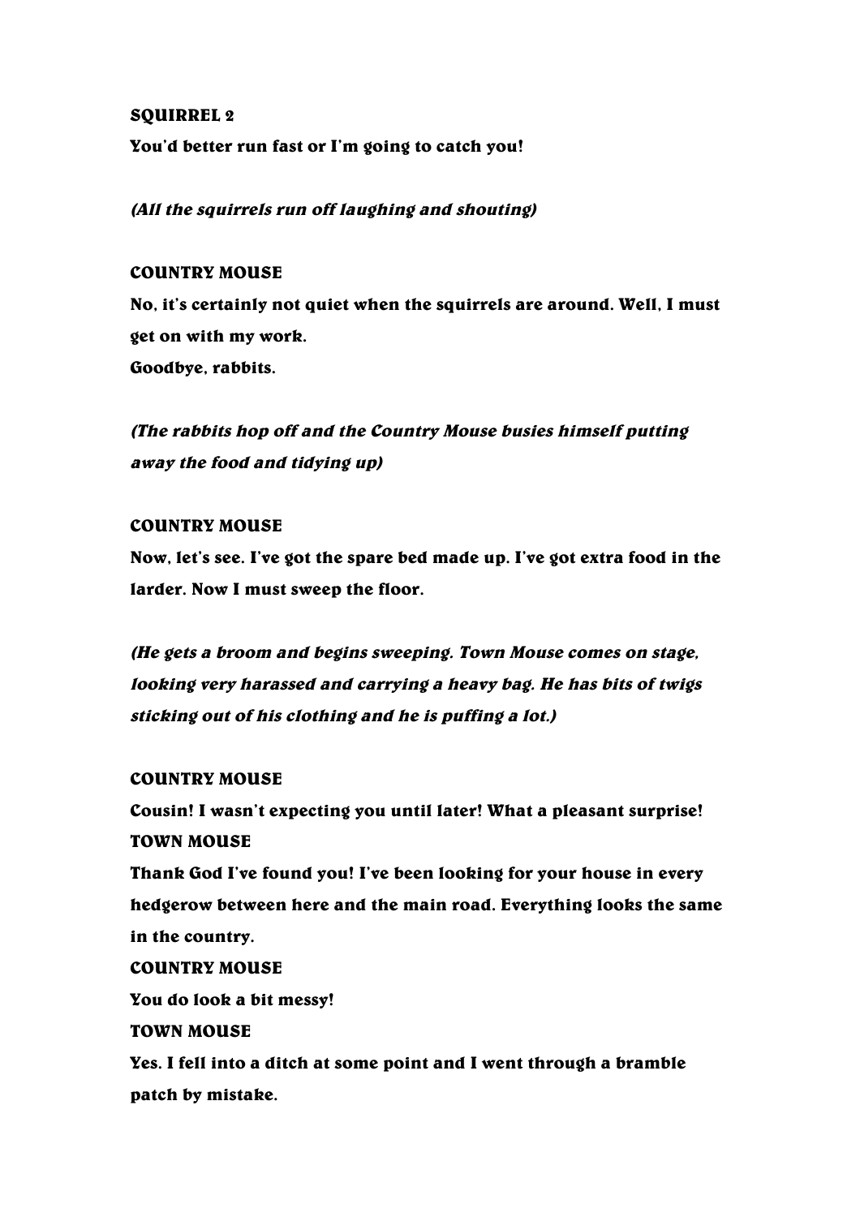**SQUIRREL 2**

**You'd better run fast or I'm going to catch you!**

***(All the squirrels run off laughing and shouting)***

**COUNTRY MOUSE**

**No, it's certainly not quiet when the squirrels are around. Well, I must get on with my work.**
**Goodbye, rabbits.**

***(The rabbits hop off and the Country Mouse busies himself putting away the food and tidying up)***

**COUNTRY MOUSE**

**Now, let's see. I've got the spare bed made up. I've got extra food in the larder. Now I must sweep the floor.**

***(He gets a broom and begins sweeping. Town Mouse comes on stage, looking very harassed and carrying a heavy bag. He has bits of twigs sticking out of his clothing and he is puffing a lot.)***

**COUNTRY MOUSE**

**Cousin! I wasn't expecting you until later! What a pleasant surprise!**

**TOWN MOUSE**

**Thank God I've found you! I've been looking for your house in every hedgerow between here and the main road. Everything looks the same in the country.**

**COUNTRY MOUSE**

**You do look a bit messy!**

**TOWN MOUSE**

**Yes. I fell into a ditch at some point and I went through a bramble patch by mistake.**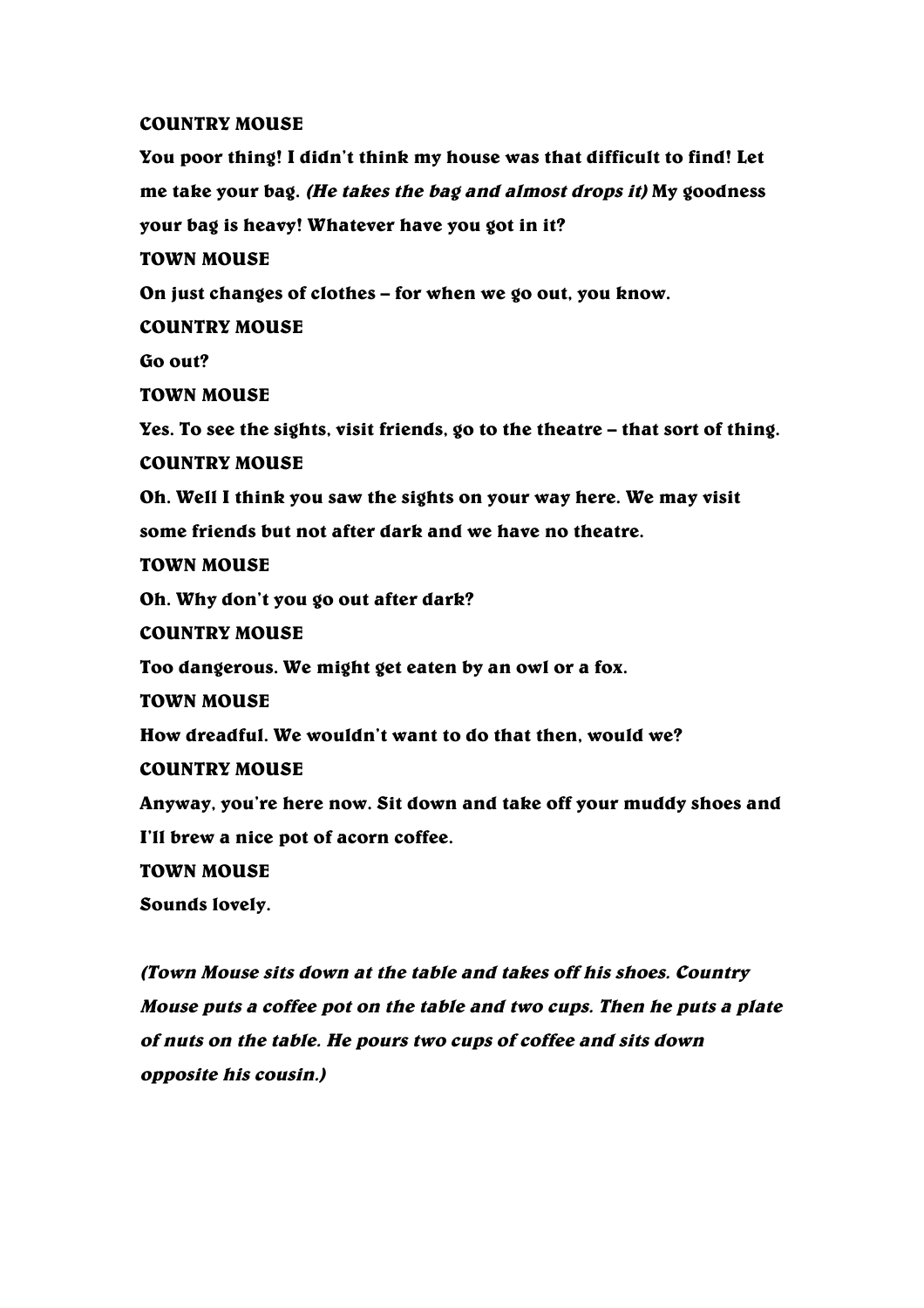**COUNTRY MOUSE**

**You poor thing! I didn't think my house was that difficult to find! Let me take your bag. *(He takes the bag and almost drops it)* My goodness your bag is heavy! Whatever have you got in it?**

**TOWN MOUSE**

**On just changes of clothes – for when we go out, you know.**

**COUNTRY MOUSE**

**Go out?**

**TOWN MOUSE**

**Yes. To see the sights, visit friends, go to the theatre – that sort of thing.**

**COUNTRY MOUSE**

**Oh. Well I think you saw the sights on your way here. We may visit some friends but not after dark and we have no theatre.**

**TOWN MOUSE**

**Oh. Why don't you go out after dark?**

**COUNTRY MOUSE**

**Too dangerous. We might get eaten by an owl or a fox.**

**TOWN MOUSE**

**How dreadful. We wouldn't want to do that then, would we?**

**COUNTRY MOUSE**

**Anyway, you're here now. Sit down and take off your muddy shoes and I'll brew a nice pot of acorn coffee.**

**TOWN MOUSE**

**Sounds lovely.**

***(Town Mouse sits down at the table and takes off his shoes. Country Mouse puts a coffee pot on the table and two cups. Then he puts a plate of nuts on the table. He pours two cups of coffee and sits down opposite his cousin.)***